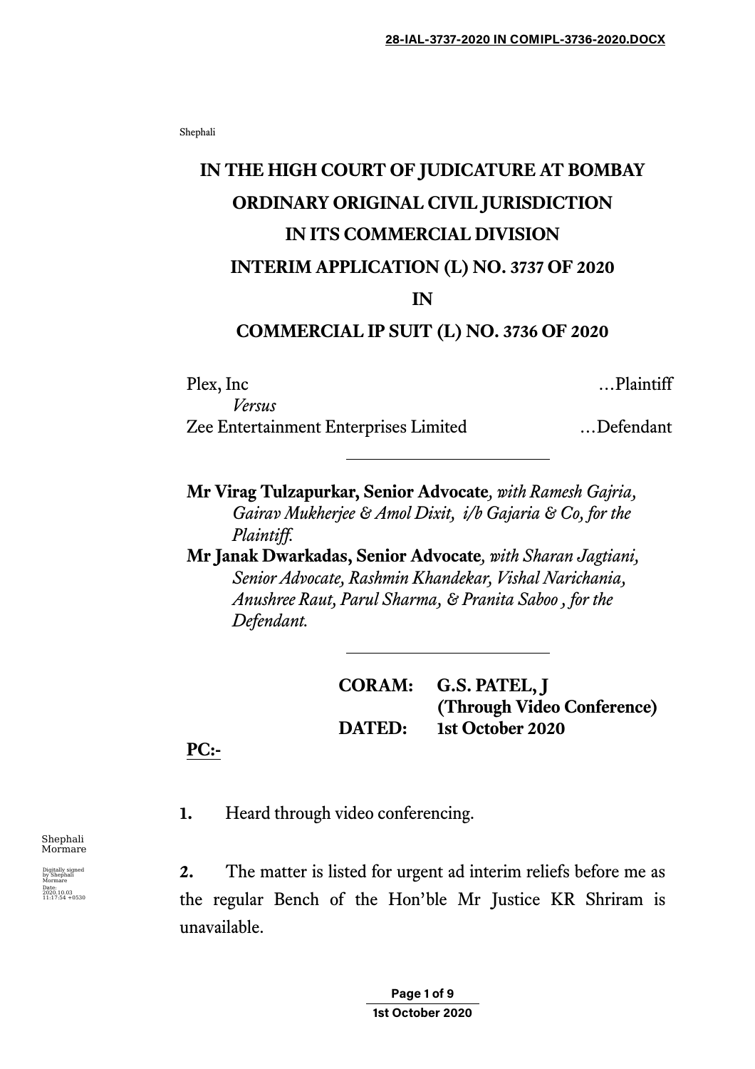Shephali

# IN THE HIGH COURT OF JUDICATURE AT BOMBAY
## ORDINARY ORIGINAL CIVIL JURISDICTION
## IN ITS COMMERCIAL DIVISION
## INTERIM APPLICATION (L) NO. 3737 OF 2020
## IN
## COMMERCIAL IP SUIT (L) NO. 3736 OF 2020

Plex, Inc …Plaintiff

*Versus*

Zee Entertainment Enterprises Limited …Defendant

---

**Mr Virag Tulzapurkar, Senior Advocate**, *with Ramesh Gajria, Gairav Mukherjee & Amol Dixit, i/b Gajaria & Co, for the Plaintiff.*

**Mr Janak Dwarkadas, Senior Advocate**, *with Sharan Jagtiani, Senior Advocate, Rashmin Khandekar, Vishal Narichania, Anushree Raut, Parul Sharma, & Pranita Saboo , for the Defendant.*

---

**CORAM: G.S. PATEL, J (Through Video Conference)**

**DATED: 1st October 2020**

**PC:-**

**1.** Heard through video conferencing.

**2.** The matter is listed for urgent ad interim reliefs before me as the regular Bench of the Hon'ble Mr Justice KR Shriram is unavailable.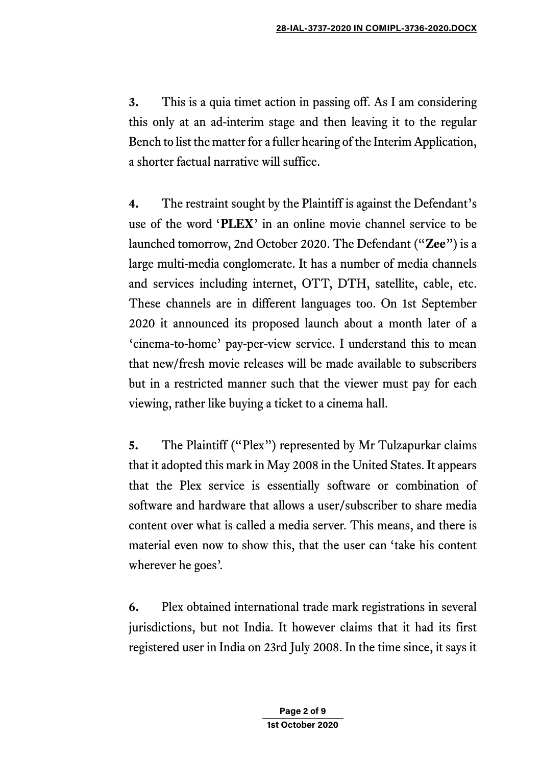**3.** This is a quia timet action in passing off. As I am considering this only at an ad-interim stage and then leaving it to the regular Bench to list the matter for a fuller hearing of the Interim Application, a shorter factual narrative will suffice.

**4.** The restraint sought by the Plaintiff is against the Defendant's use of the word '**PLEX**' in an online movie channel service to be launched tomorrow, 2nd October 2020. The Defendant ("**Zee**") is a large multi-media conglomerate. It has a number of media channels and services including internet, OTT, DTH, satellite, cable, etc. These channels are in different languages too. On 1st September 2020 it announced its proposed launch about a month later of a 'cinema-to-home' pay-per-view service. I understand this to mean that new/fresh movie releases will be made available to subscribers but in a restricted manner such that the viewer must pay for each viewing, rather like buying a ticket to a cinema hall.

**5.** The Plaintiff ("Plex") represented by Mr Tulzapurkar claims that it adopted this mark in May 2008 in the United States. It appears that the Plex service is essentially software or combination of software and hardware that allows a user/subscriber to share media content over what is called a media server. This means, and there is material even now to show this, that the user can 'take his content wherever he goes'.

**6.** Plex obtained international trade mark registrations in several jurisdictions, but not India. It however claims that it had its first registered user in India on 23rd July 2008. In the time since, it says it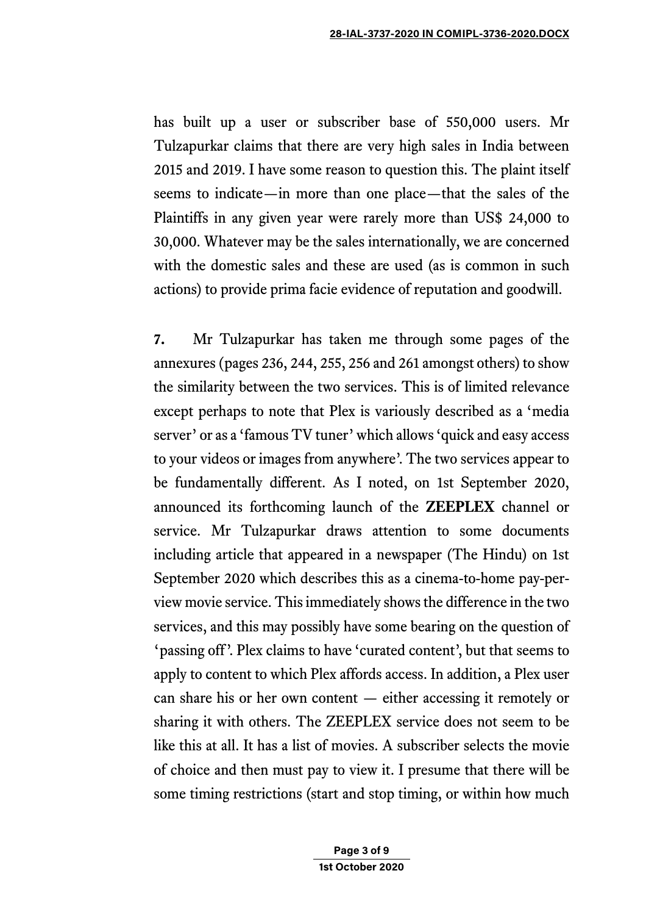has built up a user or subscriber base of 550,000 users. Mr Tulzapurkar claims that there are very high sales in India between 2015 and 2019. I have some reason to question this. The plaint itself seems to indicate—in more than one place—that the sales of the Plaintiffs in any given year were rarely more than US$ 24,000 to 30,000. Whatever may be the sales internationally, we are concerned with the domestic sales and these are used (as is common in such actions) to provide prima facie evidence of reputation and goodwill.

**7.** Mr Tulzapurkar has taken me through some pages of the annexures (pages 236, 244, 255, 256 and 261 amongst others) to show the similarity between the two services. This is of limited relevance except perhaps to note that Plex is variously described as a 'media server' or as a 'famous TV tuner' which allows 'quick and easy access to your videos or images from anywhere'. The two services appear to be fundamentally different. As I noted, on 1st September 2020, announced its forthcoming launch of the **ZEEPLEX** channel or service. Mr Tulzapurkar draws attention to some documents including article that appeared in a newspaper (The Hindu) on 1st September 2020 which describes this as a cinema-to-home pay-per-view movie service. This immediately shows the difference in the two services, and this may possibly have some bearing on the question of 'passing off'. Plex claims to have 'curated content', but that seems to apply to content to which Plex affords access. In addition, a Plex user can share his or her own content — either accessing it remotely or sharing it with others. The ZEEPLEX service does not seem to be like this at all. It has a list of movies. A subscriber selects the movie of choice and then must pay to view it. I presume that there will be some timing restrictions (start and stop timing, or within how much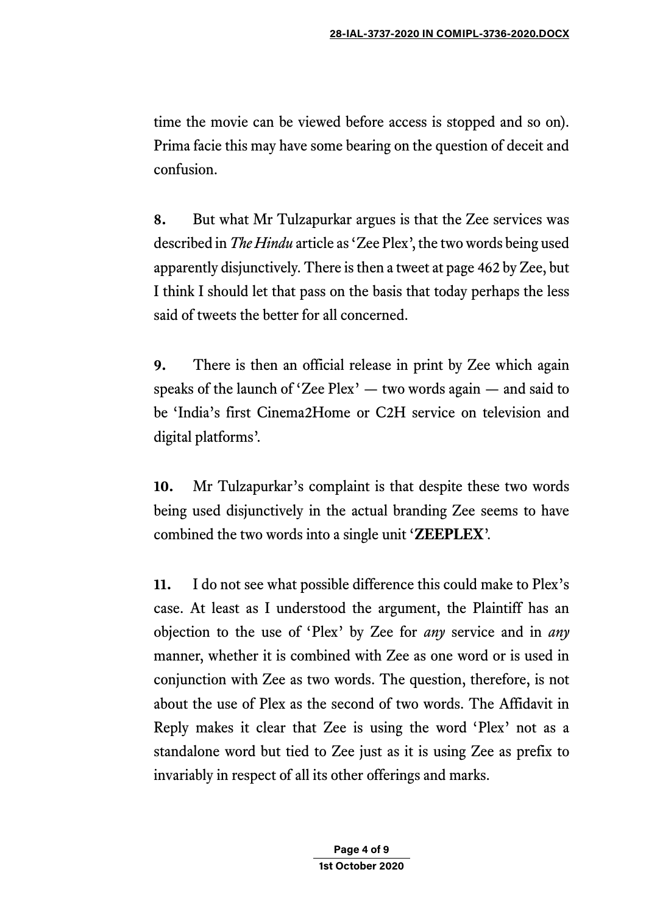time the movie can be viewed before access is stopped and so on). Prima facie this may have some bearing on the question of deceit and confusion.

**8.** But what Mr Tulzapurkar argues is that the Zee services was described in *The Hindu* article as 'Zee Plex', the two words being used apparently disjunctively. There is then a tweet at page 462 by Zee, but I think I should let that pass on the basis that today perhaps the less said of tweets the better for all concerned.

**9.** There is then an official release in print by Zee which again speaks of the launch of 'Zee Plex' — two words again — and said to be 'India's first Cinema2Home or C2H service on television and digital platforms'.

**10.** Mr Tulzapurkar's complaint is that despite these two words being used disjunctively in the actual branding Zee seems to have combined the two words into a single unit '**ZEEPLEX**'.

**11.** I do not see what possible difference this could make to Plex's case. At least as I understood the argument, the Plaintiff has an objection to the use of 'Plex' by Zee for *any* service and in *any* manner, whether it is combined with Zee as one word or is used in conjunction with Zee as two words. The question, therefore, is not about the use of Plex as the second of two words. The Affidavit in Reply makes it clear that Zee is using the word 'Plex' not as a standalone word but tied to Zee just as it is using Zee as prefix to invariably in respect of all its other offerings and marks.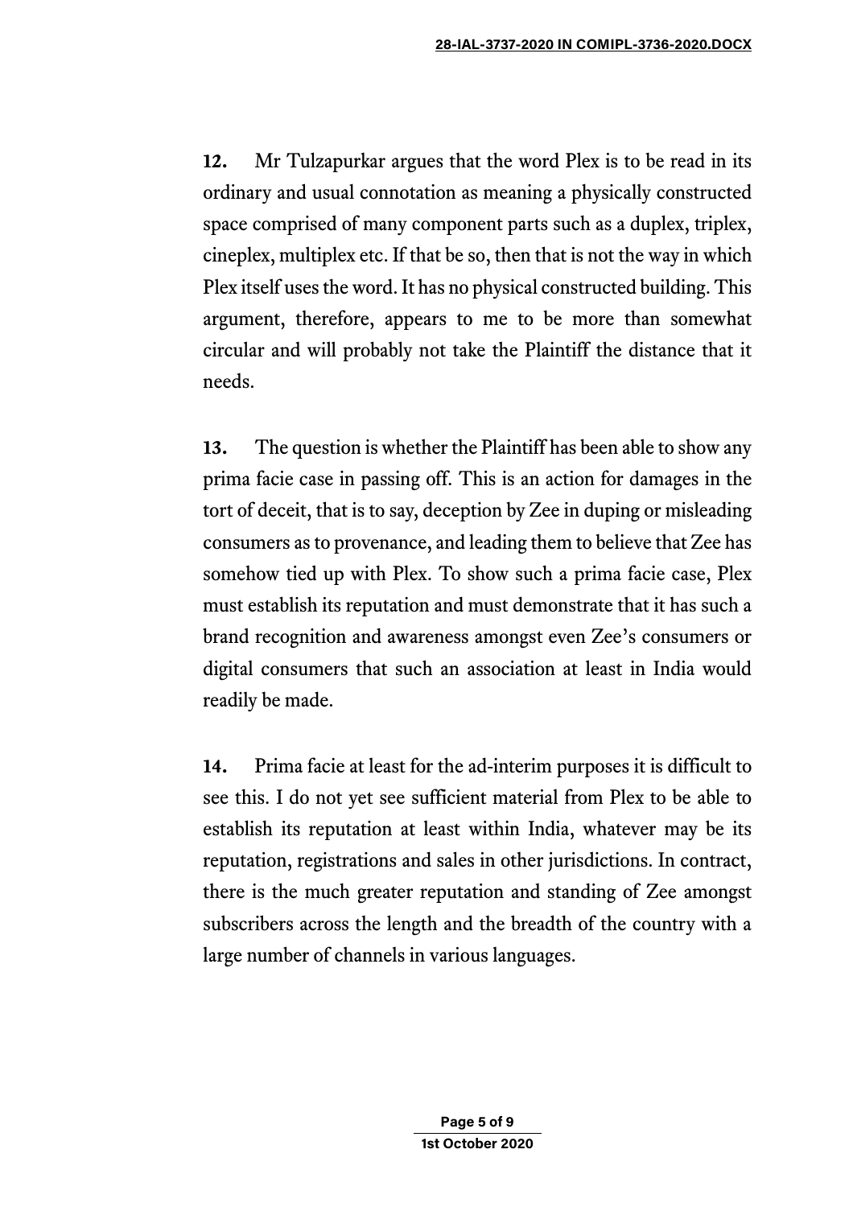**12.** Mr Tulzapurkar argues that the word Plex is to be read in its ordinary and usual connotation as meaning a physically constructed space comprised of many component parts such as a duplex, triplex, cineplex, multiplex etc. If that be so, then that is not the way in which Plex itself uses the word. It has no physical constructed building. This argument, therefore, appears to me to be more than somewhat circular and will probably not take the Plaintiff the distance that it needs.

**13.** The question is whether the Plaintiff has been able to show any prima facie case in passing off. This is an action for damages in the tort of deceit, that is to say, deception by Zee in duping or misleading consumers as to provenance, and leading them to believe that Zee has somehow tied up with Plex. To show such a prima facie case, Plex must establish its reputation and must demonstrate that it has such a brand recognition and awareness amongst even Zee's consumers or digital consumers that such an association at least in India would readily be made.

**14.** Prima facie at least for the ad-interim purposes it is difficult to see this. I do not yet see sufficient material from Plex to be able to establish its reputation at least within India, whatever may be its reputation, registrations and sales in other jurisdictions. In contract, there is the much greater reputation and standing of Zee amongst subscribers across the length and the breadth of the country with a large number of channels in various languages.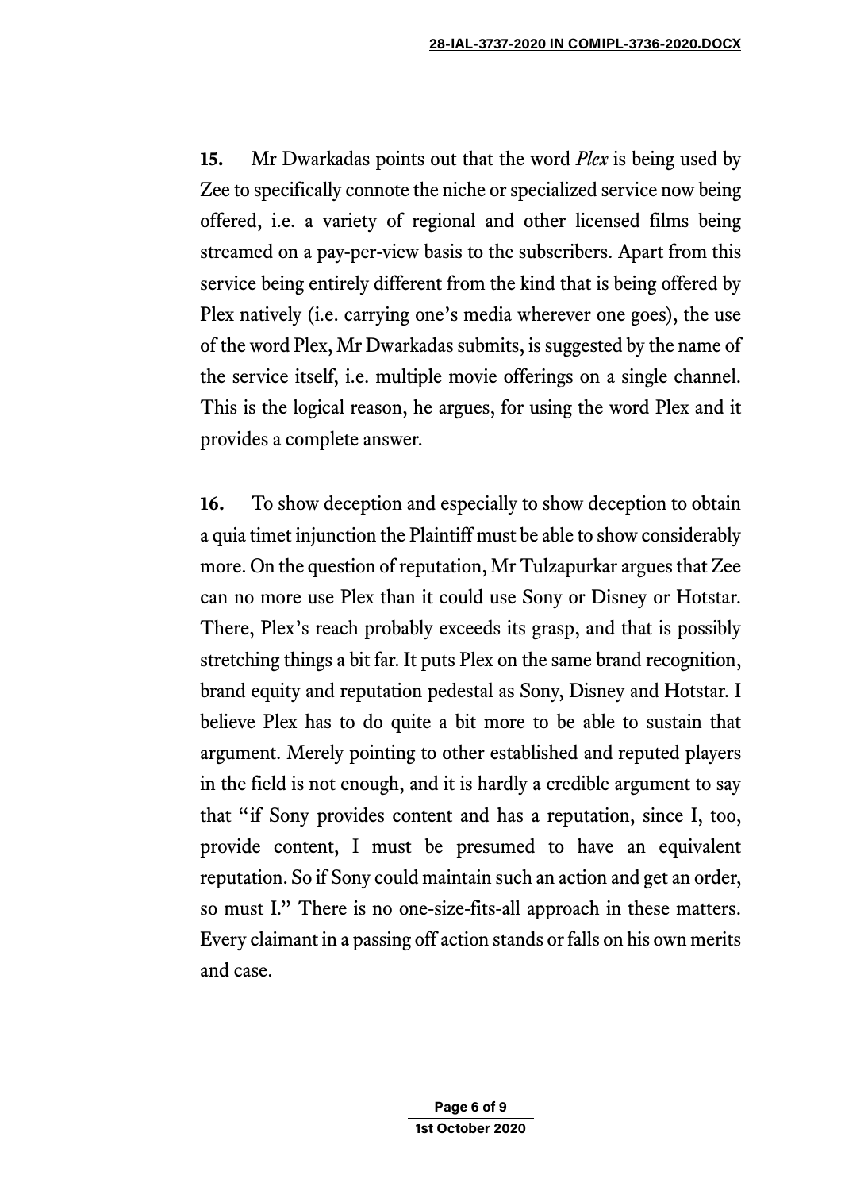**15.** Mr Dwarkadas points out that the word *Plex* is being used by Zee to specifically connote the niche or specialized service now being offered, i.e. a variety of regional and other licensed films being streamed on a pay-per-view basis to the subscribers. Apart from this service being entirely different from the kind that is being offered by Plex natively (i.e. carrying one's media wherever one goes), the use of the word Plex, Mr Dwarkadas submits, is suggested by the name of the service itself, i.e. multiple movie offerings on a single channel. This is the logical reason, he argues, for using the word Plex and it provides a complete answer.

**16.** To show deception and especially to show deception to obtain a quia timet injunction the Plaintiff must be able to show considerably more. On the question of reputation, Mr Tulzapurkar argues that Zee can no more use Plex than it could use Sony or Disney or Hotstar. There, Plex's reach probably exceeds its grasp, and that is possibly stretching things a bit far. It puts Plex on the same brand recognition, brand equity and reputation pedestal as Sony, Disney and Hotstar. I believe Plex has to do quite a bit more to be able to sustain that argument. Merely pointing to other established and reputed players in the field is not enough, and it is hardly a credible argument to say that "if Sony provides content and has a reputation, since I, too, provide content, I must be presumed to have an equivalent reputation. So if Sony could maintain such an action and get an order, so must I." There is no one-size-fits-all approach in these matters. Every claimant in a passing off action stands or falls on his own merits and case.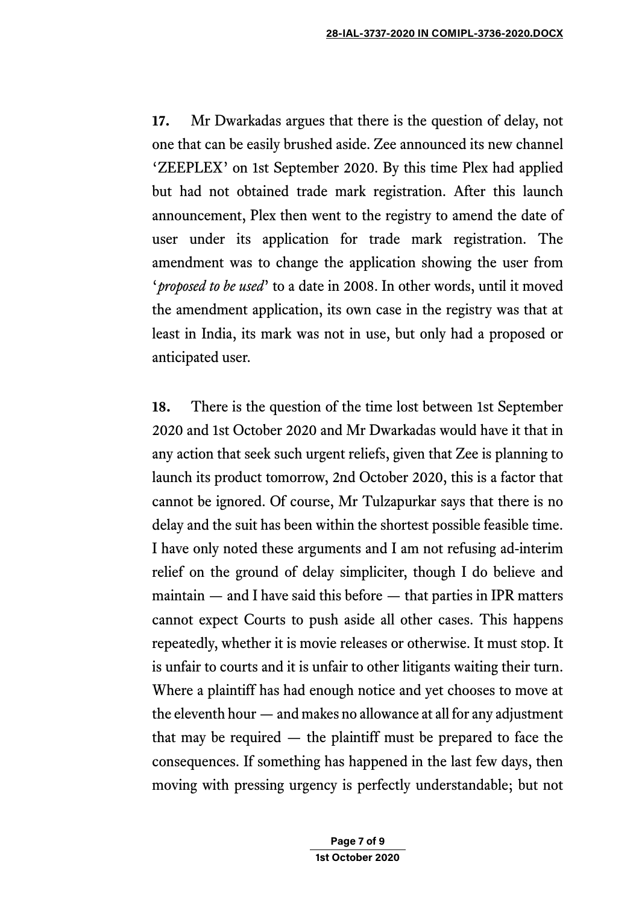**17.** Mr Dwarkadas argues that there is the question of delay, not one that can be easily brushed aside. Zee announced its new channel 'ZEEPLEX' on 1st September 2020. By this time Plex had applied but had not obtained trade mark registration. After this launch announcement, Plex then went to the registry to amend the date of user under its application for trade mark registration. The amendment was to change the application showing the user from '*proposed to be used*' to a date in 2008. In other words, until it moved the amendment application, its own case in the registry was that at least in India, its mark was not in use, but only had a proposed or anticipated user.

**18.** There is the question of the time lost between 1st September 2020 and 1st October 2020 and Mr Dwarkadas would have it that in any action that seek such urgent reliefs, given that Zee is planning to launch its product tomorrow, 2nd October 2020, this is a factor that cannot be ignored. Of course, Mr Tulzapurkar says that there is no delay and the suit has been within the shortest possible feasible time. I have only noted these arguments and I am not refusing ad-interim relief on the ground of delay simpliciter, though I do believe and maintain — and I have said this before — that parties in IPR matters cannot expect Courts to push aside all other cases. This happens repeatedly, whether it is movie releases or otherwise. It must stop. It is unfair to courts and it is unfair to other litigants waiting their turn. Where a plaintiff has had enough notice and yet chooses to move at the eleventh hour — and makes no allowance at all for any adjustment that may be required — the plaintiff must be prepared to face the consequences. If something has happened in the last few days, then moving with pressing urgency is perfectly understandable; but not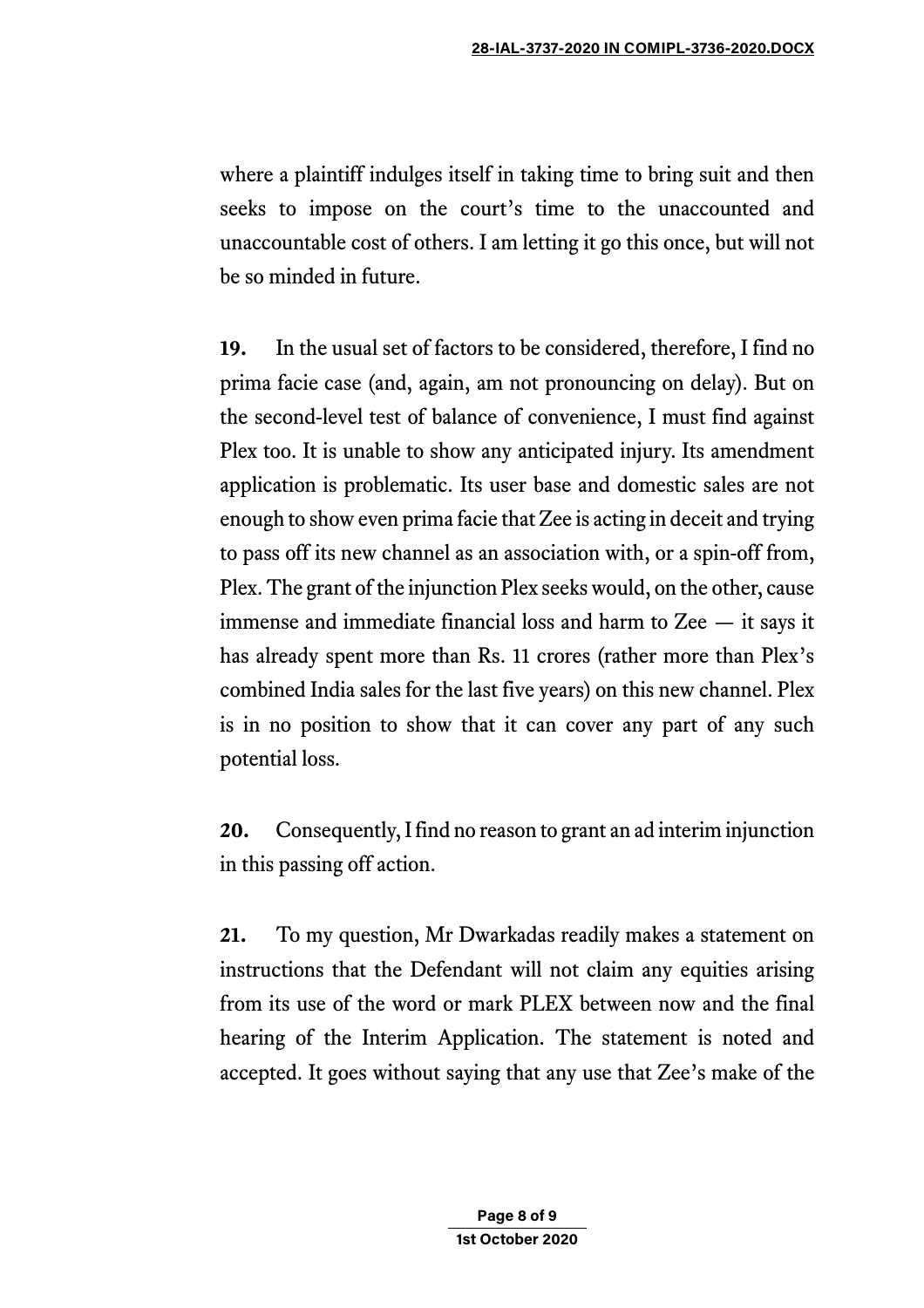where a plaintiff indulges itself in taking time to bring suit and then seeks to impose on the court's time to the unaccounted and unaccountable cost of others. I am letting it go this once, but will not be so minded in future.

**19.** In the usual set of factors to be considered, therefore, I find no prima facie case (and, again, am not pronouncing on delay). But on the second-level test of balance of convenience, I must find against Plex too. It is unable to show any anticipated injury. Its amendment application is problematic. Its user base and domestic sales are not enough to show even prima facie that Zee is acting in deceit and trying to pass off its new channel as an association with, or a spin-off from, Plex. The grant of the injunction Plex seeks would, on the other, cause immense and immediate financial loss and harm to Zee — it says it has already spent more than Rs. 11 crores (rather more than Plex's combined India sales for the last five years) on this new channel. Plex is in no position to show that it can cover any part of any such potential loss.

**20.** Consequently, I find no reason to grant an ad interim injunction in this passing off action.

**21.** To my question, Mr Dwarkadas readily makes a statement on instructions that the Defendant will not claim any equities arising from its use of the word or mark PLEX between now and the final hearing of the Interim Application. The statement is noted and accepted. It goes without saying that any use that Zee's make of the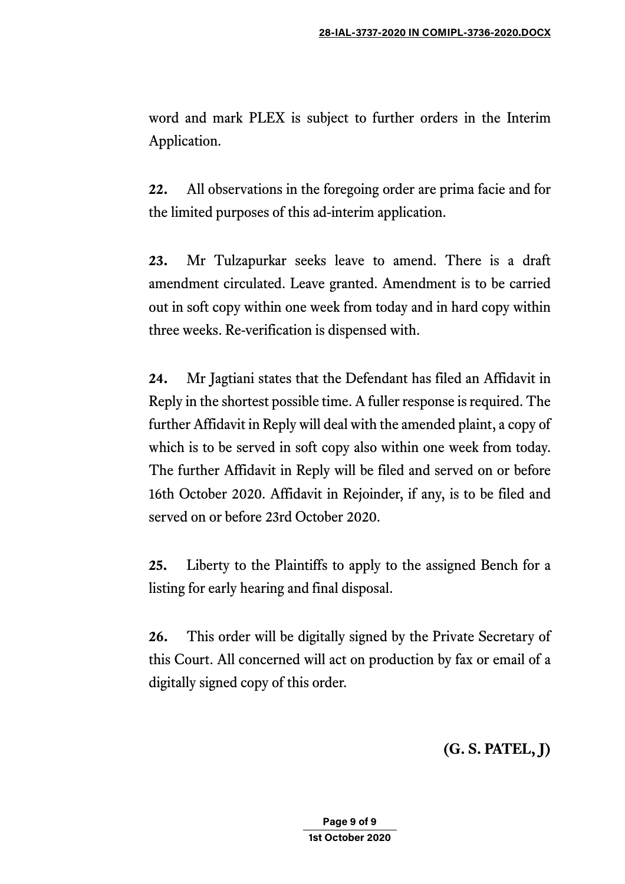word and mark PLEX is subject to further orders in the Interim Application.

***22.*** All observations in the foregoing order are prima facie and for the limited purposes of this ad-interim application.

***23.*** Mr Tulzapurkar seeks leave to amend. There is a draft amendment circulated. Leave granted. Amendment is to be carried out in soft copy within one week from today and in hard copy within three weeks. Re-verification is dispensed with.

***24.*** Mr Jagtiani states that the Defendant has filed an Affidavit in Reply in the shortest possible time. A fuller response is required. The further Affidavit in Reply will deal with the amended plaint, a copy of which is to be served in soft copy also within one week from today. The further Affidavit in Reply will be filed and served on or before 16th October 2020. Affidavit in Rejoinder, if any, is to be filed and served on or before 23rd October 2020.

***25.*** Liberty to the Plaintiffs to apply to the assigned Bench for a listing for early hearing and final disposal.

***26.*** This order will be digitally signed by the Private Secretary of this Court. All concerned will act on production by fax or email of a digitally signed copy of this order.

**(G. S. PATEL, J)**